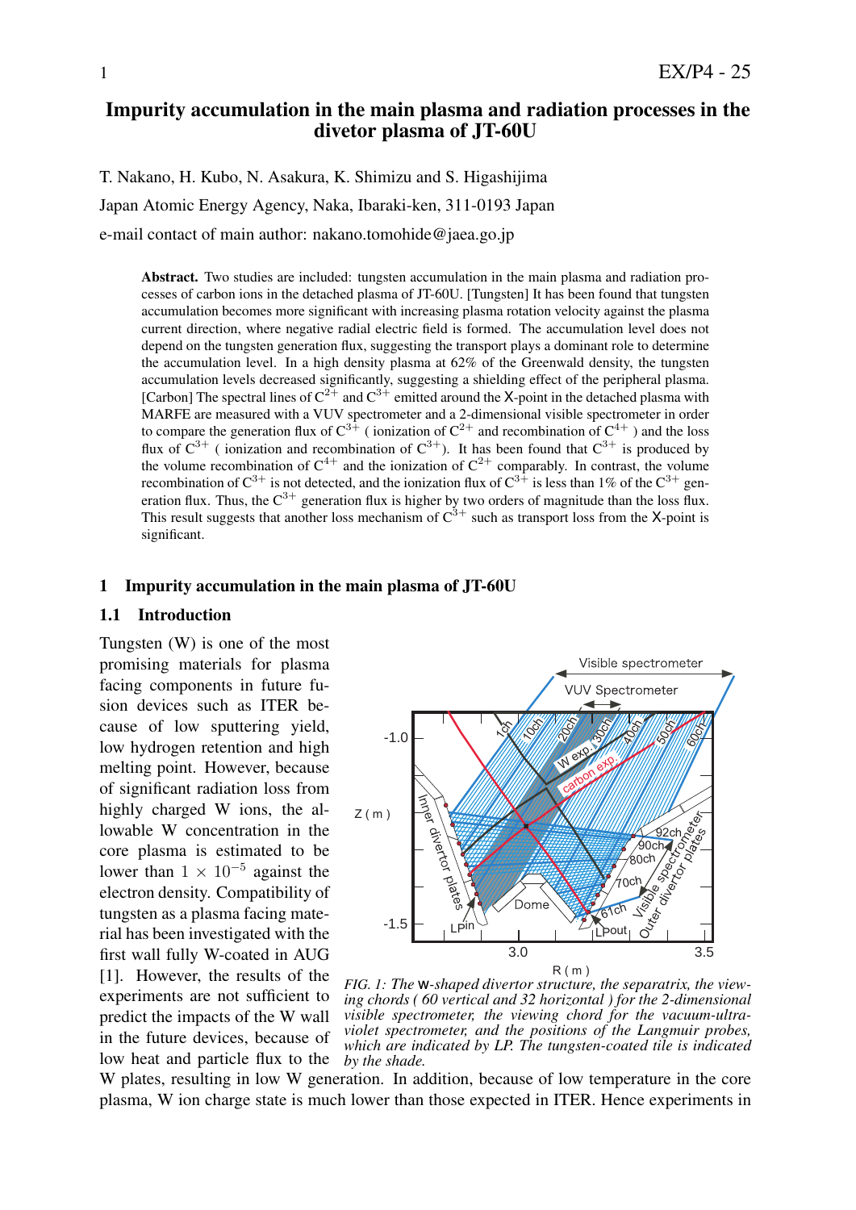# Impurity accumulation in the main plasma and radiation processes in the divetor plasma of JT-60U

T. Nakano, H. Kubo, N. Asakura, K. Shimizu and S. Higashijima

Japan Atomic Energy Agency, Naka, Ibaraki-ken, 311-0193 Japan

e-mail contact of main author: nakano.tomohide@jaea.go.jp

**Abstract.** Two studies are included: tungsten accumulation in the main plasma and radiation processes of carbon ions in the detached plasma of JT-60U. [Tungsten] It has been found that tungsten accumulation becomes more significant with increasing plasma rotation velocity against the plasma current direction, where negative radial electric field is formed. The accumulation level does not depend on the tungsten generation flux, suggesting the transport plays a dominant role to determine the accumulation level. In a high density plasma at 62% of the Greenwald density, the tungsten accumulation levels decreased significantly, suggesting a shielding effect of the peripheral plasma. [Carbon] The spectral lines of $C^{2+}$ and $C^{3+}$ emitted around the X-point in the detached plasma with MARFE are measured with a VUV spectrometer and a 2-dimensional visible spectrometer in order to compare the generation flux of $C^{3+}$ ( ionization of $C^{2+}$ and recombination of $C^{4+}$ ) and the loss flux of $C^{3+}$ ( ionization and recombination of $C^{3+}$). It has been found that $C^{3+}$ is produced by the volume recombination of $C^{4+}$ and the ionization of $C^{2+}$ comparably. In contrast, the volume recombination of $C^{3+}$ is not detected, and the ionization flux of $C^{3+}$ is less than 1% of the $C^{3+}$ generation flux. Thus, the $C^{3+}$ generation flux is higher by two orders of magnitude than the loss flux. This result suggests that another loss mechanism of $C^{3+}$ such as transport loss from the X-point is significant.

## 1 Impurity accumulation in the main plasma of JT-60U

### 1.1 Introduction

Tungsten (W) is one of the most promising materials for plasma facing components in future fusion devices such as ITER because of low sputtering yield, low hydrogen retention and high melting point. However, because of significant radiation loss from highly charged W ions, the allowable W concentration in the core plasma is estimated to be lower than $1 \times 10^{-5}$ against the electron density. Compatibility of tungsten as a plasma facing material has been investigated with the first wall fully W-coated in AUG [1]. However, the results of the experiments are not sufficient to predict the impacts of the W wall in the future devices, because of low heat and particle flux to the W plates, resulting in low W generation. In addition, because of low temperature in the core plasma, W ion charge state is much lower than those expected in ITER. Hence experiments in

*FIG. 1: The W-shaped divertor structure, the separatrix, the viewing chords ( 60 vertical and 32 horizontal ) for the 2-dimensional visible spectrometer, the viewing chord for the vacuum-ultra-violet spectrometer, and the positions of the Langmuir probes, which are indicated by LP. The tungsten-coated tile is indicated by the shade.*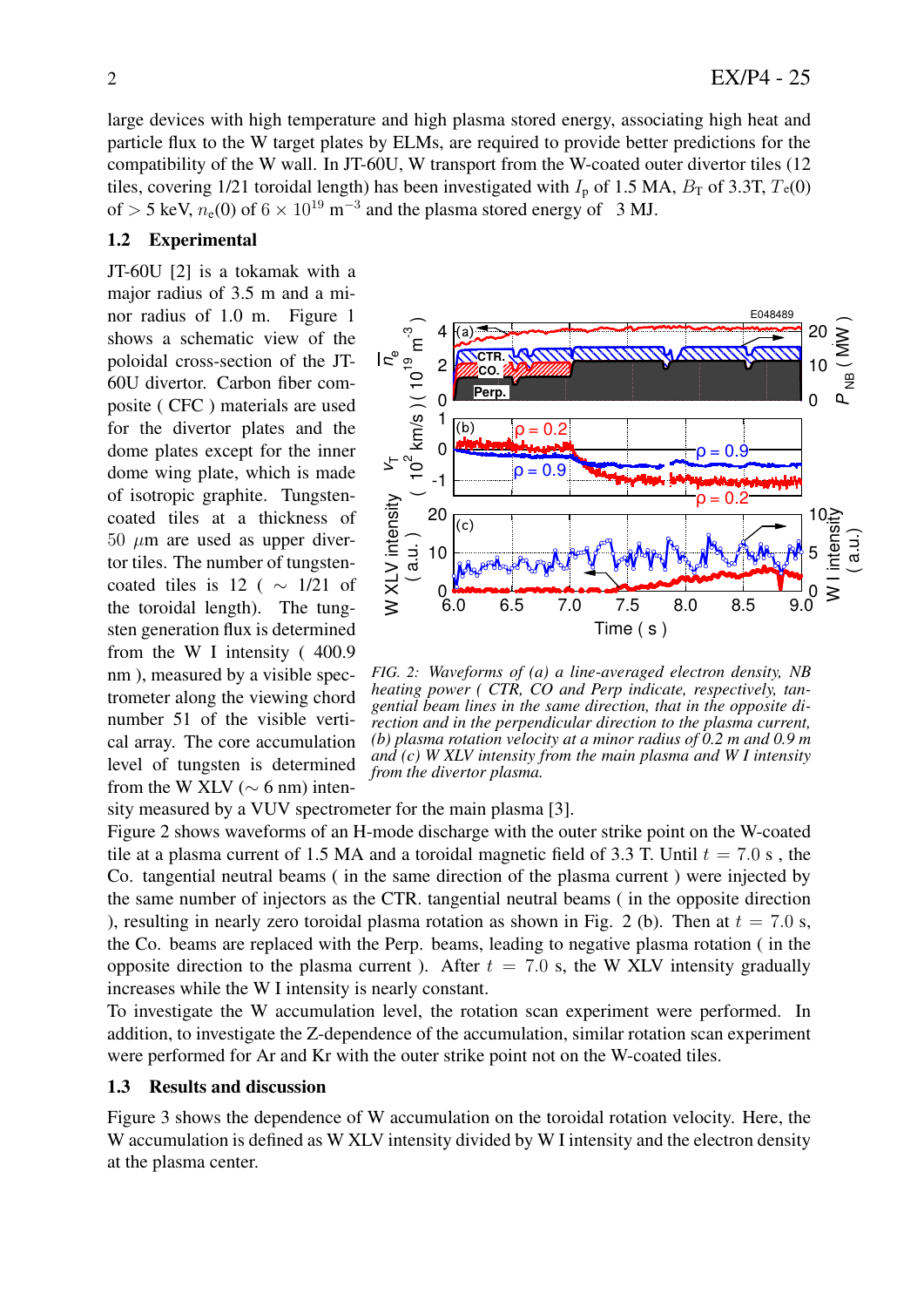large devices with high temperature and high plasma stored energy, associating high heat and particle flux to the W target plates by ELMs, are required to provide better predictions for the compatibility of the W wall. In JT-60U, W transport from the W-coated outer divertor tiles (12 tiles, covering 1/21 toroidal length) has been investigated with $I_p$ of 1.5 MA, $B_T$ of 3.3T, $T_e(0)$ of $> 5$ keV, $n_e(0)$ of $6 \times 10^{19}$ m$^{-3}$ and the plasma stored energy of 3 MJ.

### 1.2 Experimental

JT-60U [2] is a tokamak with a major radius of 3.5 m and a minor radius of 1.0 m. Figure 1 shows a schematic view of the poloidal cross-section of the JT-60U divertor. Carbon fiber composite ( CFC ) materials are used for the divertor plates and the dome plates except for the inner dome wing plate, which is made of isotropic graphite. Tungsten-coated tiles at a thickness of 50 $\mu$m are used as upper divertor tiles. The number of tungsten-coated tiles is 12 ( $\sim$ 1/21 of the toroidal length). The tungsten generation flux is determined from the W I intensity ( 400.9 nm ), measured by a visible spectrometer along the viewing chord number 51 of the visible vertical array. The core accumulation level of tungsten is determined from the W XLV ($\sim$ 6 nm) intensity measured by a VUV spectrometer for the main plasma [3].

*FIG. 2: Waveforms of (a) a line-averaged electron density, NB heating power ( CTR, CO and Perp indicate, tangential beam lines in the same direction, that in the opposite direction and in the perpendicular direction to the plasma current, (b) plasma rotation velocity at a minor radius of 0.2 m and 0.9 m and (c) W XLV intensity from the main plasma and W I intensity from the divertor plasma.*

Figure 2 shows waveforms of an H-mode discharge with the outer strike point on the W-coated tile at a plasma current of 1.5 MA and a toroidal magnetic field of 3.3 T. Until $t = 7.0$ s , the Co. tangential neutral beams ( in the same direction of the plasma current ) were injected by the same number of injectors as the CTR. tangential neutral beams ( in the opposite direction ), resulting in nearly zero toroidal plasma rotation as shown in Fig. 2 (b). Then at $t = 7.0$ s, the Co. beams are replaced with the Perp. beams, leading to negative plasma rotation ( in the opposite direction to the plasma current ). After $t = 7.0$ s, the W XLV intensity gradually increases while the W I intensity is nearly constant.

To investigate the W accumulation level, the rotation scan experiment were performed. In addition, to investigate the Z-dependence of the accumulation, similar rotation scan experiment were performed for Ar and Kr with the outer strike point not on the W-coated tiles.

### 1.3 Results and discussion

Figure 3 shows the dependence of W accumulation on the toroidal rotation velocity. Here, the W accumulation is defined as W XLV intensity divided by W I intensity and the electron density at the plasma center.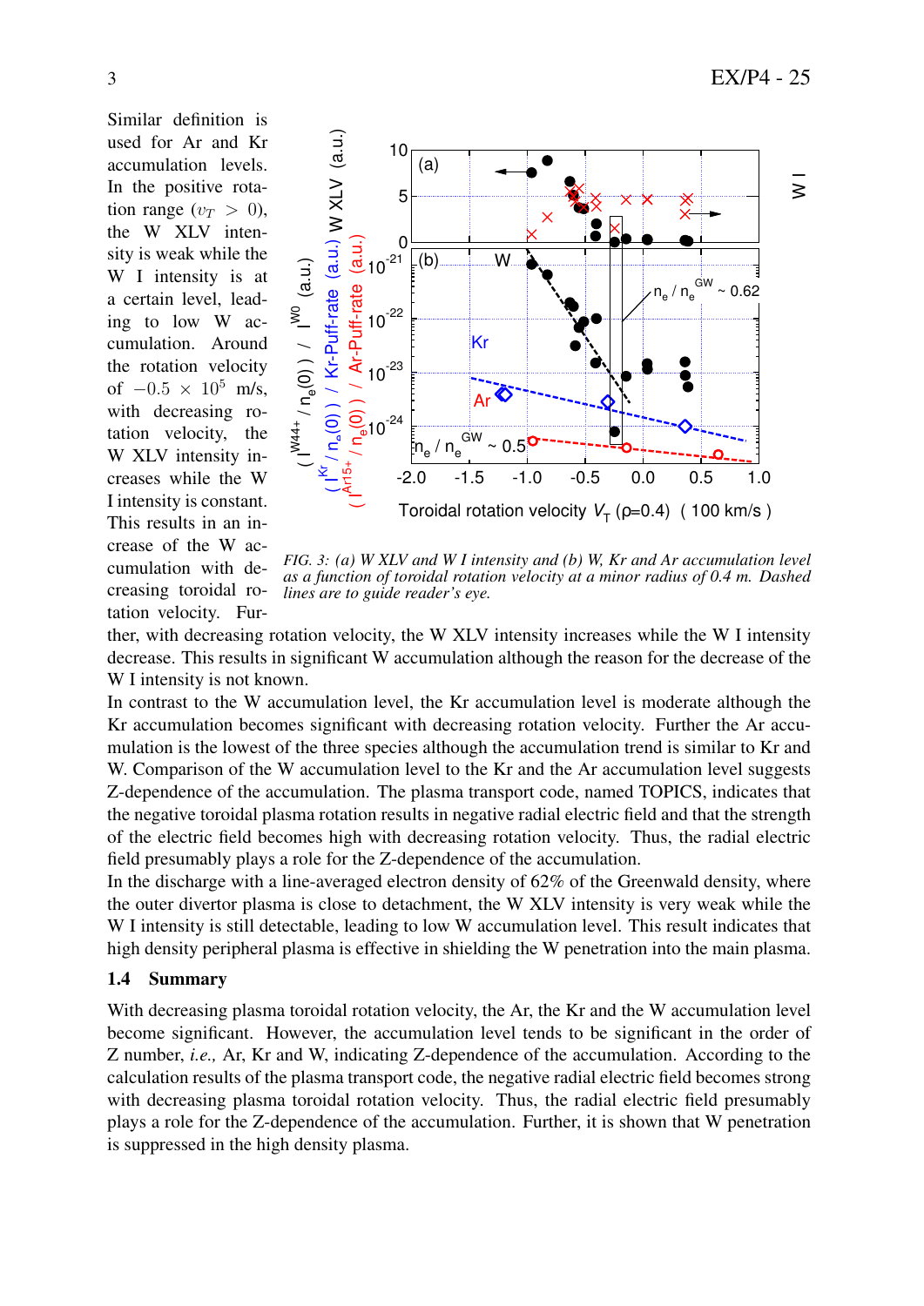Similar definition is used for Ar and Kr accumulation levels. In the positive rotation range ($v_T > 0$), the W XLV intensity is weak while the W I intensity is at a certain level, leading to low W accumulation. Around the rotation velocity of $-0.5 \times 10^5$ m/s, with decreasing rotation velocity, the W XLV intensity increases while the W I intensity is constant. This results in an increase of the W accumulation with decreasing toroidal rotation velocity. Further, with decreasing rotation velocity, the W XLV intensity increases while the W I intensity decrease. This results in significant W accumulation although the reason for the decrease of the W I intensity is not known.

*FIG. 3: (a) W XLV and W I intensity and (b) W, Kr and Ar accumulation level as a function of toroidal rotation velocity at a minor radius of 0.4 m. Dashed lines are to guide reader's eye.*

In contrast to the W accumulation level, the Kr accumulation level is moderate although the Kr accumulation becomes significant with decreasing rotation velocity. Further the Ar accumulation is the lowest of the three species although the accumulation trend is similar to Kr and W. Comparison of the W accumulation level to the Kr and the Ar accumulation level suggests Z-dependence of the accumulation. The plasma transport code, named TOPICS, indicates that the negative toroidal plasma rotation results in negative radial electric field and that the strength of the electric field becomes high with decreasing rotation velocity. Thus, the radial electric field presumably plays a role for the Z-dependence of the accumulation.

In the discharge with a line-averaged electron density of 62% of the Greenwald density, where the outer divertor plasma is close to detachment, the W XLV intensity is very weak while the W I intensity is still detectable, leading to low W accumulation level. This result indicates that high density peripheral plasma is effective in shielding the W penetration into the main plasma.

### 1.4 Summary

With decreasing plasma toroidal rotation velocity, the Ar, the Kr and the W accumulation level become significant. However, the accumulation level tends to be significant in the order of Z number, *i.e.,* Ar, Kr and W, indicating Z-dependence of the accumulation. According to the calculation results of the plasma transport code, the negative radial electric field becomes strong with decreasing plasma toroidal rotation velocity. Thus, the radial electric field presumably plays a role for the Z-dependence of the accumulation. Further, it is shown that W penetration is suppressed in the high density plasma.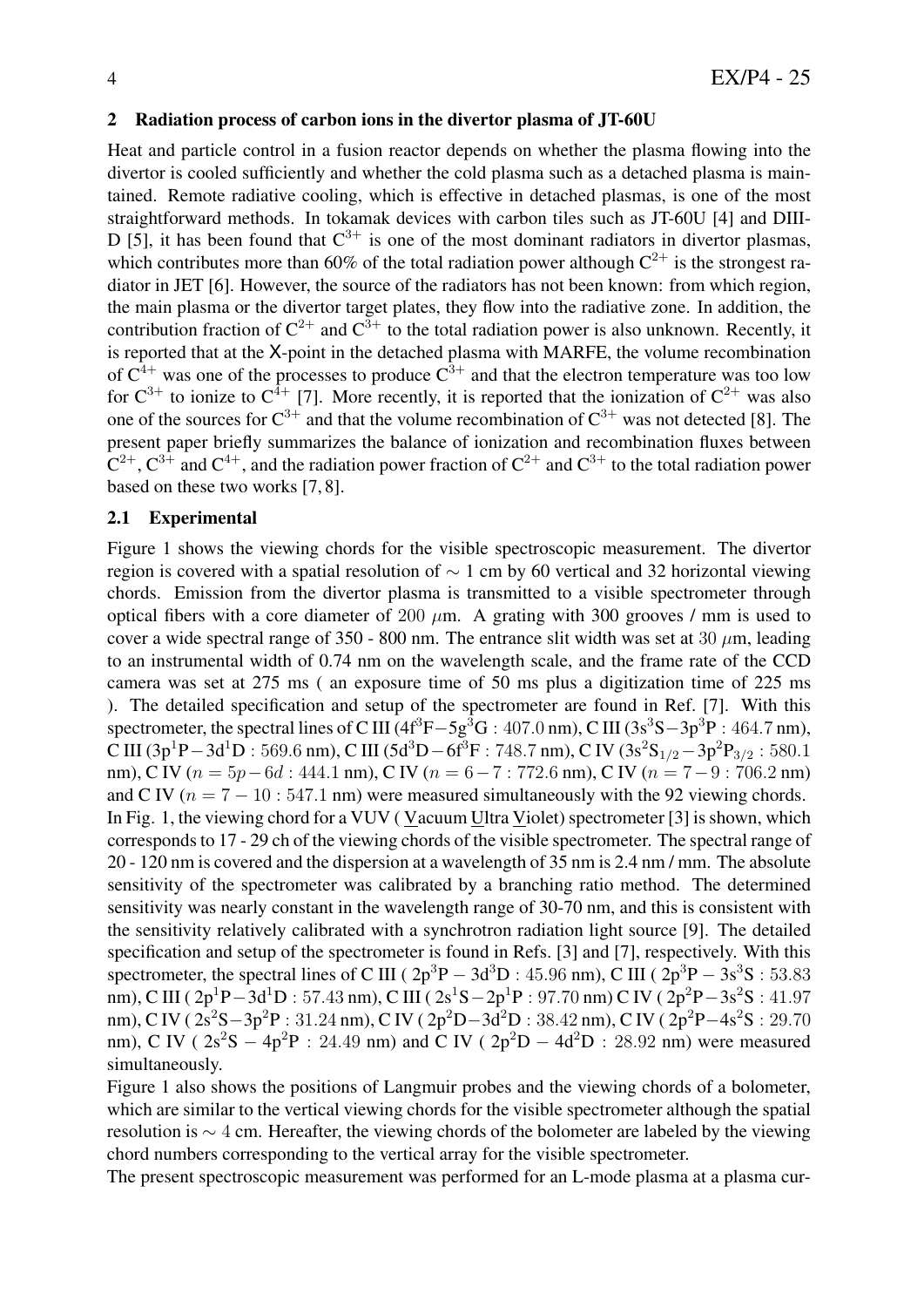## 2 Radiation process of carbon ions in the divertor plasma of JT-60U

Heat and particle control in a fusion reactor depends on whether the plasma flowing into the divertor is cooled sufficiently and whether the cold plasma such as a detached plasma is maintained. Remote radiative cooling, which is effective in detached plasmas, is one of the most straightforward methods. In tokamak devices with carbon tiles such as JT-60U [4] and DIII-D [5], it has been found that $C^{3+}$ is one of the most dominant radiators in divertor plasmas, which contributes more than 60% of the total radiation power although $C^{2+}$ is the strongest radiator in JET [6]. However, the source of the radiators has not been known: from which region, the main plasma or the divertor target plates, they flow into the radiative zone. In addition, the contribution fraction of $C^{2+}$ and $C^{3+}$ to the total radiation power is also unknown. Recently, it is reported that at the X-point in the detached plasma with MARFE, the volume recombination of $C^{4+}$ was one of the processes to produce $C^{3+}$ and that the electron temperature was too low for $C^{3+}$ to ionize to $C^{4+}$ [7]. More recently, it is reported that the ionization of $C^{2+}$ was also one of the sources for $C^{3+}$ and that the volume recombination of $C^{3+}$ was not detected [8]. The present paper briefly summarizes the balance of ionization and recombination fluxes between $C^{2+}$, $C^{3+}$ and $C^{4+}$, and the radiation power fraction of $C^{2+}$ and $C^{3+}$ to the total radiation power based on these two works [7, 8].

### 2.1 Experimental

Figure 1 shows the viewing chords for the visible spectroscopic measurement. The divertor region is covered with a spatial resolution of $\sim$ 1 cm by 60 vertical and 32 horizontal viewing chords. Emission from the divertor plasma is transmitted to a visible spectrometer through optical fibers with a core diameter of 200 $\mu$m. A grating with 300 grooves / mm is used to cover a wide spectral range of 350 - 800 nm. The entrance slit width was set at 30 $\mu$m, leading to an instrumental width of 0.74 nm on the wavelength scale, and the frame rate of the CCD camera was set at 275 ms ( an exposure time of 50 ms plus a digitization time of 225 ms ). The detailed specification and setup of the spectrometer are found in Ref. [7]. With this spectrometer, the spectral lines of C III ($4f^3F-5g^3G$ : 407.0 nm), C III ($3s^3S-3p^3P$ : 464.7 nm), C III ($3p^1P-3d^1D$ : 569.6 nm), C III ($5d^3D-6f^3F$ : 748.7 nm), C IV ($3s^2S_{1/2}-3p^2P_{3/2}$ : 580.1 nm), C IV ($n = 5p-6d$ : 444.1 nm), C IV ($n = 6-7$ : 772.6 nm), C IV ($n = 7-9$ : 706.2 nm) and C IV ($n = 7-10$ : 547.1 nm) were measured simultaneously with the 92 viewing chords.

In Fig. 1, the viewing chord for a VUV ( Vacuum Ultra Violet) spectrometer [3] is shown, which corresponds to 17 - 29 ch of the viewing chords of the visible spectrometer. The spectral range of 20 - 120 nm is covered and the dispersion at a wavelength of 35 nm is 2.4 nm / mm. The absolute sensitivity of the spectrometer was calibrated by a branching ratio method. The determined sensitivity was nearly constant in the wavelength range of 30-70 nm, and this is consistent with the sensitivity relatively calibrated with a synchrotron radiation light source [9]. The detailed specification and setup of the spectrometer is found in Refs. [3] and [7], respectively. With this spectrometer, the spectral lines of C III ( $2p^3P-3d^3D$ : 45.96 nm), C III ( $2p^3P-3s^3S$ : 53.83 nm), C III ( $2p^1P-3d^1D$ : 57.43 nm), C III ( $2s^1S-2p^1P$ : 97.70 nm) C IV ( $2p^2P-3s^2S$ : 41.97 nm), C IV ( $2s^2S-3p^2P$ : 31.24 nm), C IV ( $2p^2D-3d^2D$ : 38.42 nm), C IV ( $2p^2P-4s^2S$ : 29.70 nm), C IV ( $2s^2S-4p^2P$ : 24.49 nm) and C IV ( $2p^2D-4d^2D$ : 28.92 nm) were measured simultaneously.

Figure 1 also shows the positions of Langmuir probes and the viewing chords of a bolometer, which are similar to the vertical viewing chords for the visible spectrometer although the spatial resolution is $\sim$ 4 cm. Hereafter, the viewing chords of the bolometer are labeled by the viewing chord numbers corresponding to the vertical array for the visible spectrometer.

The present spectroscopic measurement was performed for an L-mode plasma at a plasma cur-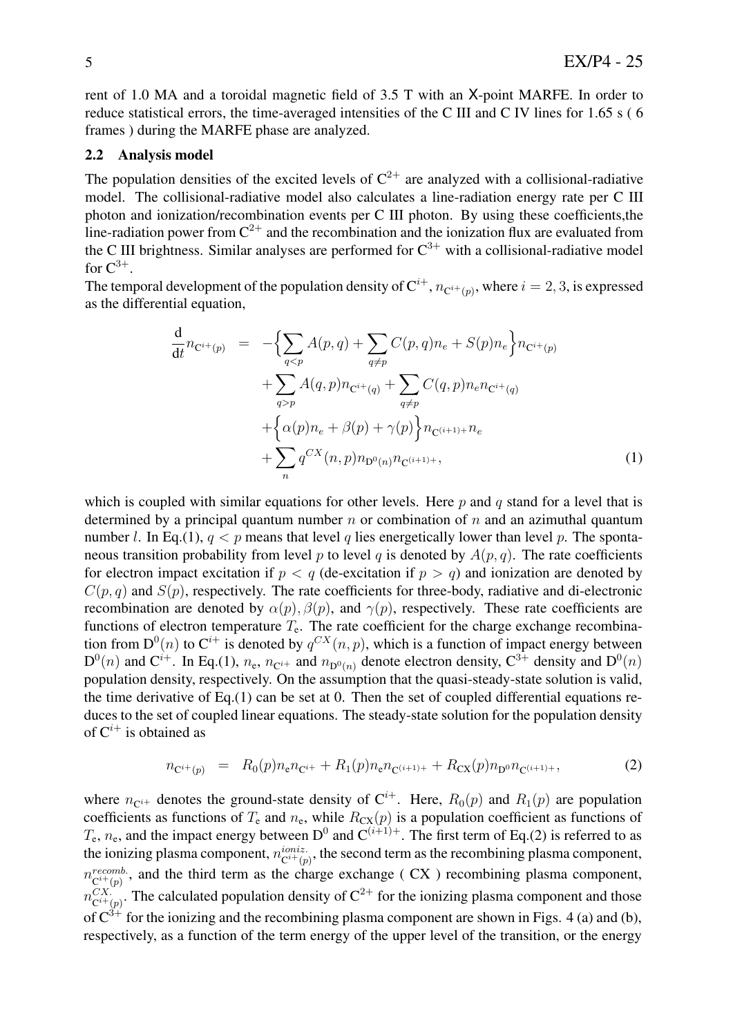rent of 1.0 MA and a toroidal magnetic field of 3.5 T with an X-point MARFE. In order to reduce statistical errors, the time-averaged intensities of the C III and C IV lines for 1.65 s ( 6 frames ) during the MARFE phase are analyzed.

### 2.2 Analysis model

The population densities of the excited levels of $C^{2+}$ are analyzed with a collisional-radiative model. The collisional-radiative model also calculates a line-radiation energy rate per C III photon and ionization/recombination events per C III photon. By using these coefficients,the line-radiation power from $C^{2+}$ and the recombination and the ionization flux are evaluated from the C III brightness. Similar analyses are performed for $C^{3+}$ with a collisional-radiative model for $C^{3+}$.

The temporal development of the population density of $C^{i+}$, $n_{C^{i+}(p)}$, where $i = 2, 3$, is expressed as the differential equation,

$$
\begin{aligned}
\frac{\mathrm{d}}{\mathrm{d}t} n_{C^{i+}(p)} \;=\; & -\Big\{ \sum_{q<p} A(p,q) + \sum_{q \neq p} C(p,q) n_e + S(p) n_e \Big\} n_{C^{i+}(p)} \\
& + \sum_{q>p} A(q,p) n_{C^{i+}(q)} + \sum_{q \neq p} C(q,p) n_e n_{C^{i+}(q)} \\
& + \Big\{ \alpha(p) n_e + \beta(p) + \gamma(p) \Big\} n_{C^{(i+1)+}} n_e \\
& + \sum_{n} q^{CX}(n,p) n_{D^0(n)} n_{C^{(i+1)+}},
\end{aligned}
\tag{1}
$$

which is coupled with similar equations for other levels. Here $p$ and $q$ stand for a level that is determined by a principal quantum number $n$ or combination of $n$ and an azimuthal quantum number $l$. In Eq.(1), $q < p$ means that level $q$ lies energetically lower than level $p$. The spontaneous transition probability from level $p$ to level $q$ is denoted by $A(p, q)$. The rate coefficients for electron impact excitation if $p < q$ (de-excitation if $p > q$) and ionization are denoted by $C(p, q)$ and $S(p)$, respectively. The rate coefficients for three-body, radiative and di-electronic recombination are denoted by $\alpha(p), \beta(p)$, and $\gamma(p)$, respectively. These rate coefficients are functions of electron temperature $T_e$. The rate coefficient for the charge exchange recombination from $D^0(n)$ to $C^{i+}$ is denoted by $q^{CX}(n, p)$, which is a function of impact energy between $D^0(n)$ and $C^{i+}$. In Eq.(1), $n_e$, $n_{C^{i+}}$ and $n_{D^0(n)}$ denote electron density, $C^{3+}$ density and $D^0(n)$ population density, respectively. On the assumption that the quasi-steady-state solution is valid, the time derivative of Eq.(1) can be set at 0. Then the set of coupled differential equations reduces to the set of coupled linear equations. The steady-state solution for the population density of $C^{i+}$ is obtained as

$$
n_{C^{i+}(p)} \;=\; R_0(p) n_e n_{C^{i+}} + R_1(p) n_e n_{C^{(i+1)+}} + R_{CX}(p) n_{D^0} n_{C^{(i+1)+}},
\tag{2}
$$

where $n_{C^{i+}}$ denotes the ground-state density of $C^{i+}$. Here, $R_0(p)$ and $R_1(p)$ are population coefficients as functions of $T_e$ and $n_e$, while $R_{CX}(p)$ is a population coefficient as functions of $T_e$, $n_e$, and the impact between $D^0$ and $C^{(i+1)+}$. The first term of Eq.(2) is referred to as the ionizing plasma component, $n^{ioniz.}_{C^{i+}(p)}$, the second term as the recombining plasma component, $n^{recomb.}_{C^{i+}(p)}$, and the third term as the charge exchange ( CX ) recombining plasma component, $n^{CX.}_{C^{i+}(p)}$. The calculated population density of $C^{2+}$ for the ionizing plasma component and those of $C^{3+}$ for the ionizing and the recombining plasma component are shown in Figs. 4 (a) and (b), respectively, as a function of the term energy of the upper level of the transition, or the energy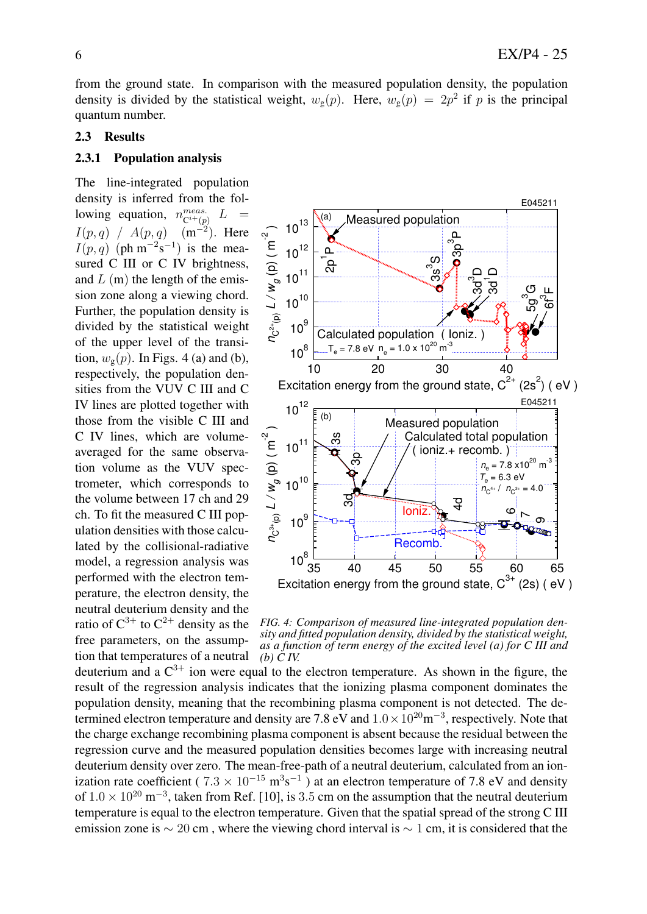from the ground state. In comparison with the measured population density, the population density is divided by the statistical weight, $w_g(p)$. Here, $w_g(p) = 2p^2$ if $p$ is the principal quantum number.

### 2.3 Results

#### 2.3.1 Population analysis

The line-integrated population density is inferred from the following equation, $n^{meas.}_{C^{i+}(p)} \; L = I(p,q) \; / \; A(p,q) \quad (\mathrm{m}^{-2})$. Here $I(p,q)$ $(\mathrm{ph\ m^{-2}s^{-1}})$ is the measured C III or C IV brightness, and $L$ (m) the length of the emission zone along a viewing chord. Further, the population density is divided by the statistical weight of the upper level of the transition, $w_g(p)$. In Figs. 4 (a) and (b), respectively, the population densities from the VUV C III and C IV lines are plotted together with those from the visible C III and C IV lines, which are volume-averaged for the same observation volume as the VUV spectrometer, which corresponds to the volume between 17 ch and 29 ch. To fit the measured C III population densities with those calculated by the collisional-radiative model, a regression analysis was performed with the electron temperature, the electron density, the neutral deuterium density and the ratio of $C^{3+}$ to $C^{2+}$ density as the free parameters, on the assumption that temperatures of a neutral deuterium and a $C^{3+}$ ion were equal to the electron temperature. As shown in the figure, the result of the regression analysis indicates that the ionizing plasma component dominates the population density, meaning that the recombining plasma component is not detected. The determined electron temperature and density are 7.8 eV and $1.0 \times 10^{20} \mathrm{m}^{-3}$, respectively. Note that the charge exchange recombining plasma component is absent because the residual between the regression curve and the measured population densities becomes large with increasing neutral deuterium density over zero. The mean-free-path of a neutral deuterium, calculated from an ionization rate coefficient ( $7.3 \times 10^{-15}$ $\mathrm{m^3s^{-1}}$ ) at an electron temperature of 7.8 eV and density of $1.0 \times 10^{20}$ $\mathrm{m}^{-3}$, taken from Ref. [10], is 3.5 cm on the assumption that the neutral deuterium temperature is equal to the electron temperature. Given that the spatial spread of the strong C III emission zone is $\sim 20$ cm , where the viewing chord interval is $\sim 1$ cm, it is considered that the

*FIG. 4: Comparison of measured line-integrated population density and fitted population density, divided by the statistical weight, as a function of term energy of the excited level (a) for C III and (b) C IV.*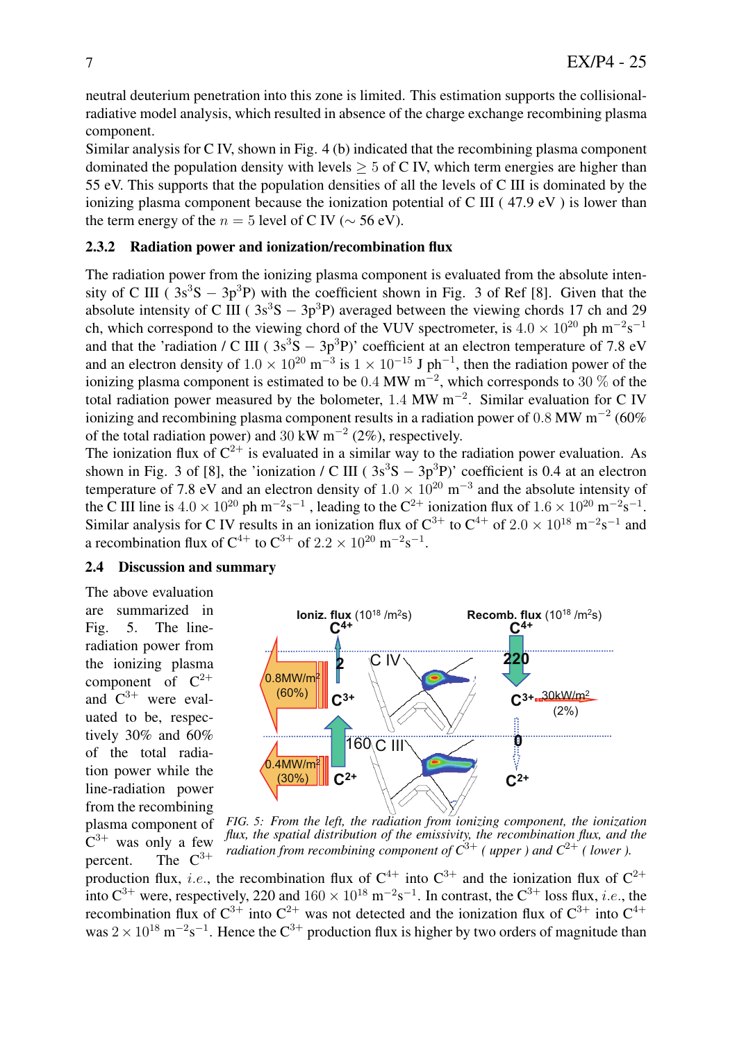neutral deuterium penetration into this zone is limited. This estimation supports the collisional-radiative model analysis, which resulted in absence of the charge exchange recombining plasma component.

Similar analysis for C IV, shown in Fig. 4 (b) indicated that the recombining plasma component dominated the population density with levels $\geq 5$ of C IV, which term energies are higher than 55 eV. This supports that the population densities of all the levels of C III is dominated by the ionizing plasma component because the ionization potential of C III ( 47.9 eV ) is lower than the term energy of the $n = 5$ level of C IV ($\sim$ 56 eV).

### 2.3.2 Radiation power and ionization/recombination flux

The radiation power from the ionizing plasma component is evaluated from the absolute intensity of C III ( $3s^3S - 3p^3P$) with the coefficient shown in Fig. 3 of Ref [8]. Given that the absolute intensity of C III ( $3s^3S - 3p^3P$) averaged between the viewing chords 17 ch and 29 ch, which correspond to the viewing chord of the VUV spectrometer, is $4.0 \times 10^{20}$ ph m$^{-2}$s$^{-1}$ and that the 'radiation / C III ( $3s^3S - 3p^3P$)' coefficient at an electron temperature of 7.8 eV and an electron density of $1.0 \times 10^{20}$ m$^{-3}$ is $1 \times 10^{-15}$ J ph$^{-1}$, then the radiation power of the ionizing plasma component is estimated to be $0.4$ MW m$^{-2}$, which corresponds to $30$ % of the total radiation power measured by the bolometer, $1.4$ MW m$^{-2}$. Similar evaluation for C IV ionizing and recombining plasma component results in a radiation power of $0.8$ MW m$^{-2}$ (60% of the total radiation power) and $30$ kW m$^{-2}$ (2%), respectively.

The ionization flux of $C^{2+}$ is evaluated in a similar way to the radiation power evaluation. As shown in Fig. 3 of [8], the 'ionization / C III ( $3s^3S - 3p^3P$)' coefficient is 0.4 at an electron temperature of 7.8 eV and an electron density of $1.0 \times 10^{20}$ m$^{-3}$ and the absolute intensity of the C III line is $4.0 \times 10^{20}$ ph m$^{-2}$s$^{-1}$ , leading to the $C^{2+}$ ionization flux of $1.6 \times 10^{20}$ m$^{-2}$s$^{-1}$. Similar analysis for C IV results in an ionization flux of $C^{3+}$ to $C^{4+}$ of $2.0 \times 10^{18}$ m$^{-2}$s$^{-1}$ and a recombination flux of $C^{4+}$ to $C^{3+}$ of $2.2 \times 10^{20}$ m$^{-2}$s$^{-1}$.

## 2.4 Discussion and summary

The above evaluation are summarized in Fig. 5. The line-radiation power from the ionizing plasma component of $C^{2+}$ and $C^{3+}$ were evaluated to be, respectively 30% and 60% of the total radiation power while the line-radiation power from the recombining plasma component of $C^{3+}$ was only a few percent. The $C^{3+}$ production flux, *i.e.*, the recombination flux of $C^{4+}$ into $C^{3+}$ and the ionization flux of $C^{2+}$ into $C^{3+}$ were, respectively, 220 and 160 $\times 10^{18}$ m$^{-2}$s$^{-1}$. In contrast, the $C^{3+}$ loss flux, *i.e.*, the recombination flux of $C^{3+}$ into $C^{2+}$ was not detected and the ionization flux of $C^{3+}$ into $C^{4+}$ was $2 \times 10^{18}$ m$^{-2}$s$^{-1}$. Hence the $C^{3+}$ production flux is higher by two orders of magnitude than

*FIG. 5: From the left, the radiation from ionizing component, the ionization flux, the spatial distribution of the emissivity, the recombination flux, and the radiation from recombining component of $C^{3+}$ ( upper ) and $C^{2+}$ ( lower ).*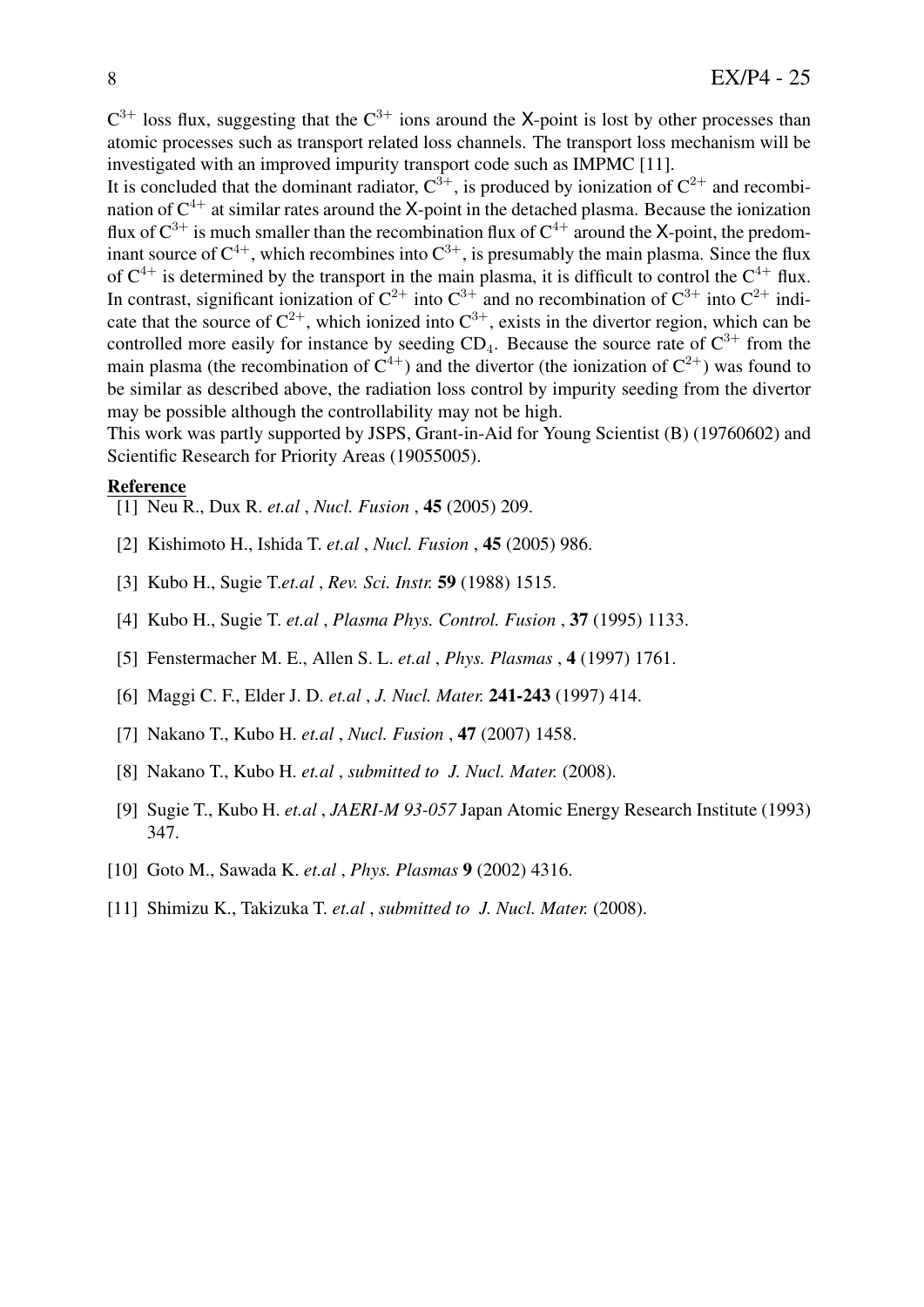$C^{3+}$ loss flux, suggesting that the $C^{3+}$ ions around the X-point is lost by other processes than atomic processes such as transport related loss channels. The transport loss mechanism will be investigated with an improved impurity transport code such as IMPMC [11].

It is concluded that the dominant radiator, $C^{3+}$, is produced by ionization of $C^{2+}$ and recombination of $C^{4+}$ at similar rates around the X-point in the detached plasma. Because the ionization flux of $C^{3+}$ is much smaller than the recombination flux of $C^{4+}$ around the X-point, the predominant source of $C^{4+}$, which recombines into $C^{3+}$, is presumably the main plasma. Since the flux of $C^{4+}$ is determined by the transport in the main plasma, it is difficult to control the $C^{4+}$ flux. In contrast, significant ionization of $C^{2+}$ into $C^{3+}$ and no recombination of $C^{3+}$ into $C^{2+}$ indicate that the source of $C^{2+}$, which ionized into $C^{3+}$, exists in the divertor region, which can be controlled more easily for instance by seeding $CD_4$. Because the source rate of $C^{3+}$ from the main plasma (the recombination of $C^{4+}$) and the divertor (the ionization of $C^{2+}$) was found to be similar as described above, the radiation loss control by impurity seeding from the divertor may be possible although the controllability may not be high.

This work was partly supported by JSPS, Grant-in-Aid for Young Scientist (B) (19760602) and Scientific Research for Priority Areas (19055005).

## Reference

[1] Neu R., Dux R. *et.al* , *Nucl. Fusion* , **45** (2005) 209.

[2] Kishimoto H., Ishida T. *et.al* , *Nucl. Fusion* , **45** (2005) 986.

[3] Kubo H., Sugie T.*et.al* , *Rev. Sci. Instr.* **59** (1988) 1515.

[4] Kubo H., Sugie T. *et.al* , *Plasma Phys. Control. Fusion* , **37** (1995) 1133.

[5] Fenstermacher M. E., Allen S. L. *et.al* , *Phys. Plasmas* , **4** (1997) 1761.

[6] Maggi C. F., Elder J. D. *et.al* , *J. Nucl. Mater.* **241-243** (1997) 414.

[7] Nakano T., Kubo H. *et.al* , *Nucl. Fusion* , **47** (2007) 1458.

[8] Nakano T., Kubo H. *et.al* , *submitted to J. Nucl. Mater.* (2008).

[9] Sugie T., Kubo H. *et.al* , *JAERI-M 93-057* Japan Atomic Energy Research Institute (1993) 347.

[10] Goto M., Sawada K. *et.al* , *Phys. Plasmas* **9** (2002) 4316.

[11] Shimizu K., Takizuka T. *et.al* , *submitted to J. Nucl. Mater.* (2008).